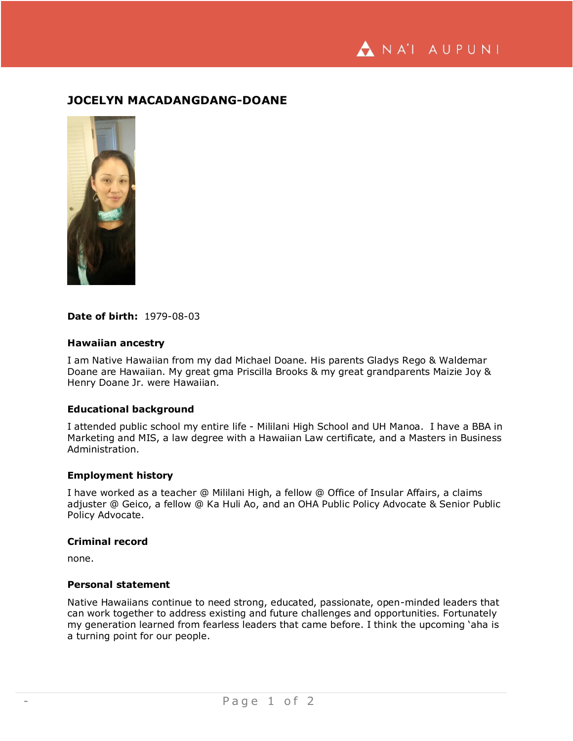# JOCELYN MACADANGDANG-DOANE

**Date of birth:** 1979-08-03

### Hawaiian ancestry

I am Native Hawaiian from my dad Michael Doane. His parents Gladys Rego & Waldemar Doane are Hawaiian. My great gma Priscilla Brooks & my great grandparents Maizie Joy & Henry Doane Jr. were Hawaiian.

### Educational background

I attended public school my entire life - Mililani High School and UH Manoa. I have a BBA in Marketing and MIS, a law degree with a Hawaiian Law certificate, and a Masters in Business Administration.

### Employment history

I have worked as a teacher @ Mililani High, a fellow @ Office of Insular Affairs, a claims adjuster @ Geico, a fellow @ Ka Huli Ao, and an OHA Public Policy Advocate & Senior Public Policy Advocate.

### Criminal record

none.

### Personal statement

Native Hawaiians continue to need strong, educated, passionate, open-minded leaders that can work together to address existing and future challenges and opportunities. Fortunately my generation learned from fearless leaders that came before. I think the upcoming ʻaha is a turning point for our people.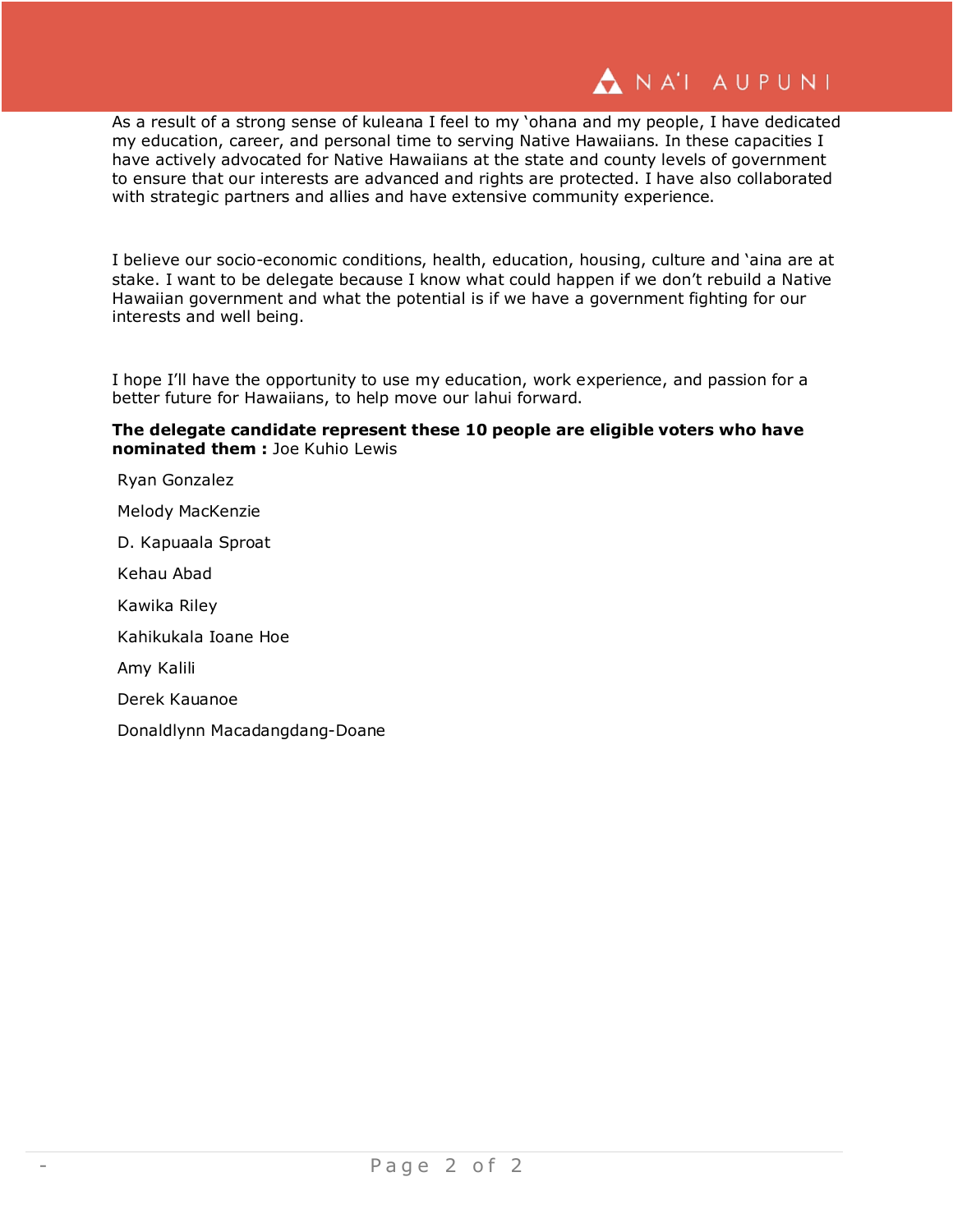As a result of a strong sense of kuleana I feel to my ʻohana and my people, I have dedicated my education, career, and personal time to serving Native Hawaiians. In these capacities I have actively advocated for Native Hawaiians at the state and county levels of government to ensure that our interests are advanced and rights are protected. I have also collaborated with strategic partners and allies and have extensive community experience.

I believe our socio-economic conditions, health, education, housing, culture and ʻaina are at stake. I want to be delegate because I know what could happen if we don't rebuild a Native Hawaiian government and what the potential is if we have a government fighting for our interests and well being.

I hope I'll have the opportunity to use my education, work experience, and passion for a better future for Hawaiians, to help move our lahui forward.

**The delegate candidate represent these 10 people are eligible voters who have nominated them :** Joe Kuhio Lewis

Ryan Gonzalez

Melody MacKenzie

D. Kapuaala Sproat

Kehau Abad

Kawika Riley

Kahikukala Ioane Hoe

Amy Kalili

Derek Kauanoe

Donaldlynn Macadangdang-Doane